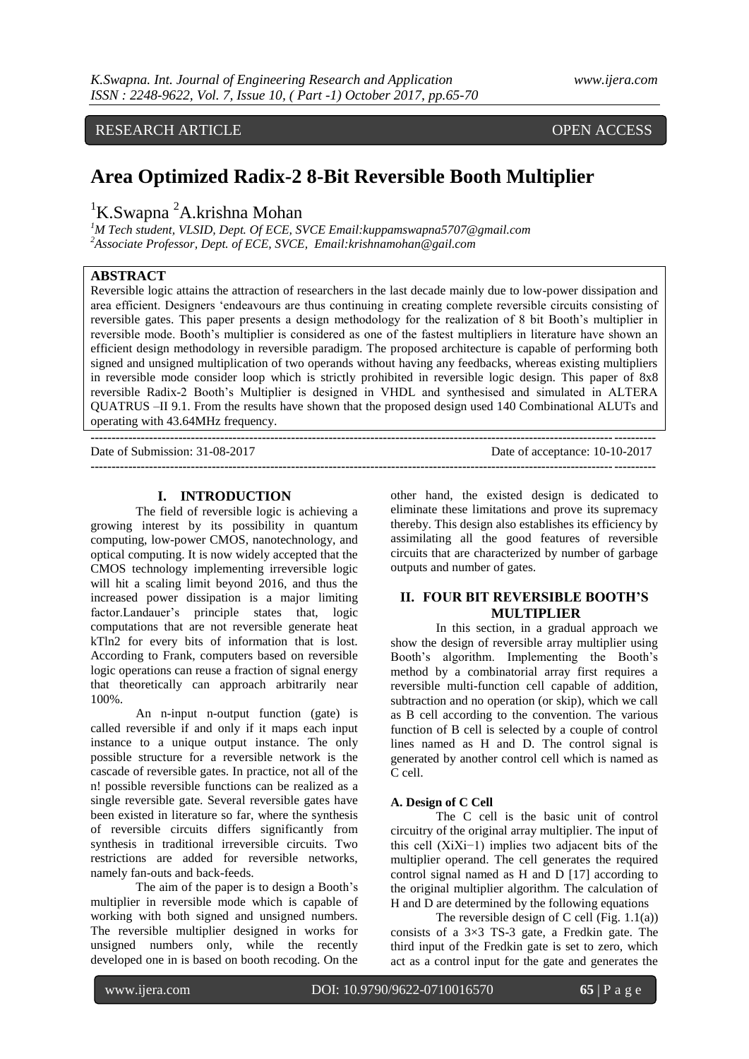RESEARCH ARTICLE OPEN ACCESS

# Area Optimized Radix-2 8-Bit Reversible Booth Multiplier

[1]K.Swapna [2]A.krishna Mohan

[1]*M Tech student, VLSID, Dept. Of ECE, SVCE Email:kuppamswapna5707@gmail.com*
[2]*Associate Professor, Dept. of ECE, SVCE, Email:krishnamohan@gail.com*

## ABSTRACT

Reversible logic attains the attraction of researchers in the last decade mainly due to low-power dissipation and area efficient. Designers 'endeavours are thus continuing in creating complete reversible circuits consisting of reversible gates. This paper presents a design methodology for the realization of 8 bit Booth's multiplier in reversible mode. Booth's multiplier is considered as one of the fastest multipliers in literature have shown an efficient design methodology in reversible paradigm. The proposed architecture is capable of performing both signed and unsigned multiplication of two operands without having any feedbacks, whereas existing multipliers in reversible mode consider loop which is strictly prohibited in reversible logic design. This paper of 8x8 reversible Radix-2 Booth's Multiplier is designed in VHDL and synthesised and simulated in ALTERA QUATRUS –II 9.1. From the results have shown that the proposed design used 140 Combinational ALUTs and operating with 43.64MHz frequency.

---

Date of Submission: 31-08-2017 Date of acceptance: 10-10-2017

---

## I. INTRODUCTION

The field of reversible logic is achieving a growing interest by its possibility in quantum computing, low-power CMOS, nanotechnology, and optical computing. It is now widely accepted that the CMOS technology implementing irreversible logic will hit a scaling limit beyond 2016, and thus the increased power dissipation is a major limiting factor.Landauer's principle states that, logic computations that are not reversible generate heat kTln2 for every bits of information that is lost. According to Frank, computers based on reversible logic operations can reuse a fraction of signal energy that theoretically can approach arbitrarily near 100%.

An n-input n-output function (gate) is called reversible if and only if it maps each input instance to a unique output instance. The only possible structure for a reversible network is the cascade of reversible gates. In practice, not all of the n! possible reversible functions can be realized as a single reversible gate. Several reversible gates have been existed in literature so far, where the synthesis of reversible circuits differs significantly from synthesis in traditional irreversible circuits. Two restrictions are added for reversible networks, namely fan-outs and back-feeds.

The aim of the paper is to design a Booth's multiplier in reversible mode which is capable of working with both signed and unsigned numbers. The reversible multiplier designed in works for unsigned numbers only, while the recently developed one in is based on booth recoding. On the other hand, the existed design is dedicated to eliminate these limitations and prove its supremacy thereby. This design also establishes its efficiency by assimilating all the good features of reversible circuits that are characterized by number of garbage outputs and number of gates.

## II. FOUR BIT REVERSIBLE BOOTH'S MULTIPLIER

In this section, in a gradual approach we show the design of reversible array multiplier using Booth's algorithm. Implementing the Booth's method by a combinatorial array first requires a reversible multi-function cell capable of addition, subtraction and no operation (or skip), which we call as B cell according to the convention. The various function of B cell is selected by a couple of control lines named as H and D. The control signal is generated by another control cell which is named as C cell.

### A. Design of C Cell

The C cell is the basic unit of control circuitry of the original array multiplier. The input of this cell ($X_iX_{i-1}$) implies two adjacent bits of the multiplier operand. The cell generates the required control signal named as H and D [17] according to the original multiplier algorithm. The calculation of H and D are determined by the following equations

The reversible design of C cell (Fig. 1.1(a)) consists of a 3×3 TS-3 gate, a Fredkin gate. The third input of the Fredkin gate is set to zero, which act as a control input for the gate and generates the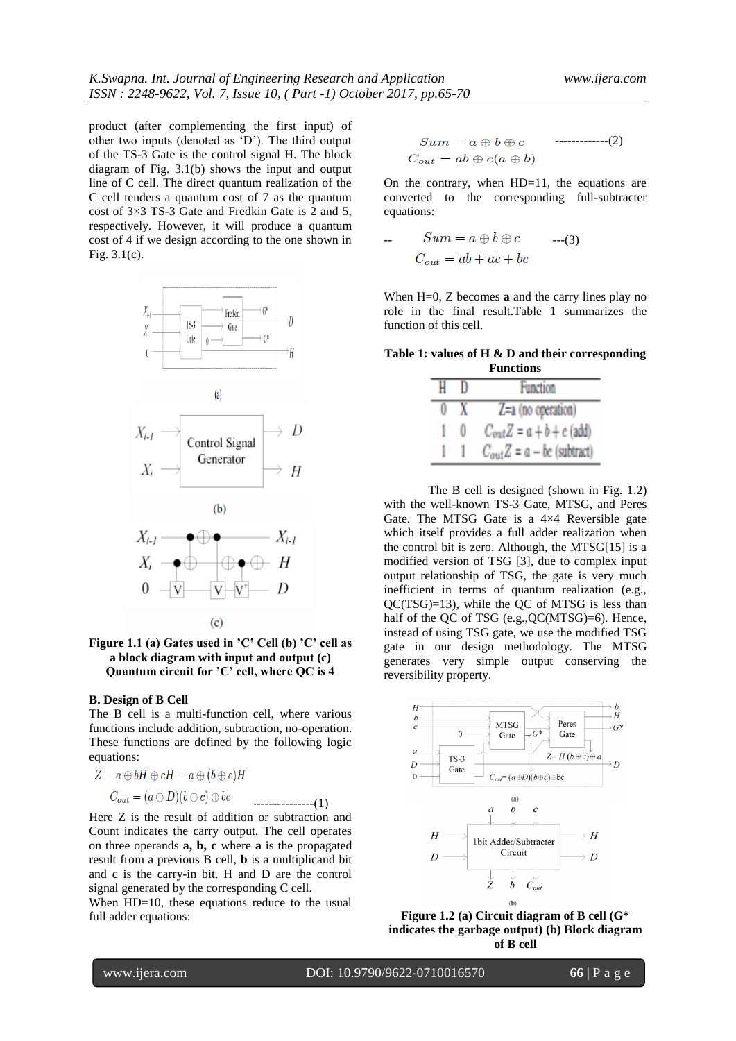product (after complementing the first input) of other two inputs (denoted as 'D'). The third output of the TS-3 Gate is the control signal H. The block diagram of Fig. 3.1(b) shows the input and output line of C cell. The direct quantum realization of the C cell tenders a quantum cost of 7 as the quantum cost of 3×3 TS-3 Gate and Fredkin Gate is 2 and 5, respectively. However, it will produce a quantum cost of 4 if we design according to the one shown in Fig. 3.1(c).

**Figure 1.1 (a) Gates used in 'C' Cell (b) 'C' cell as a block diagram with input and output (c) Quantum circuit for 'C' cell, where QC is 4**

### B. Design of B Cell

The B cell is a multi-function cell, where various functions include addition, subtraction, no-operation. These functions are defined by the following logic equations:

$$Z = a \oplus bH \oplus cH = a \oplus (b \oplus c)H$$

$$C_{out} = (a \oplus D)(b \oplus c) \oplus bc \quad \text{---------------(1)}$$

Here Z is the result of addition or subtraction and Count indicates the carry output. The cell operates on three operands **a, b, c** where **a** is the propagated result from a previous B cell, **b** is a multiplicand bit and c is the carry-in bit. H and D are the control signal generated by the corresponding C cell.

When HD=10, these equations reduce to the usual full adder equations:

$$Sum = a \oplus b \oplus c \quad \text{-------------(2)}$$

$$C_{out} = ab \oplus c(a \oplus b)$$

On the contrary, when HD=11, the equations are converted to the corresponding full-subtracter equations:

$$Sum = a \oplus b \oplus c \quad \text{---(3)}$$

$$C_{out} = \overline{a}b + \overline{a}c + bc$$

When H=0, Z becomes **a** and the carry lines play no role in the final result.Table 1 summarizes the function of this cell.

**Table 1: values of H & D and their corresponding Functions**

| H | D | Function |
|---|---|---|
| 0 | X | Z=a (no operation) |
| 1 | 0 | $C_{out}Z = a+b+c$ (add) |
| 1 | 1 | $C_{out}Z = a-bc$ (subtract) |

The B cell is designed (shown in Fig. 1.2) with the well-known TS-3 Gate, MTSG, and Peres Gate. The MTSG Gate is a 4×4 Reversible gate which itself provides a full adder realization when the control bit is zero. Although, the MTSG[15] is a modified version of TSG [3], due to complex input output relationship of TSG, the gate is very much inefficient in terms of quantum realization (e.g., QC(TSG)=13), while the QC of MTSG is less than half of the QC of TSG (e.g.,QC(MTSG)=6). Hence, instead of using TSG gate, we use the modified TSG gate in our design methodology. The MTSG generates very simple output conserving the reversibility property.

**Figure 1.2 (a) Circuit diagram of B cell (G* indicates the garbage output) (b) Block diagram of B cell**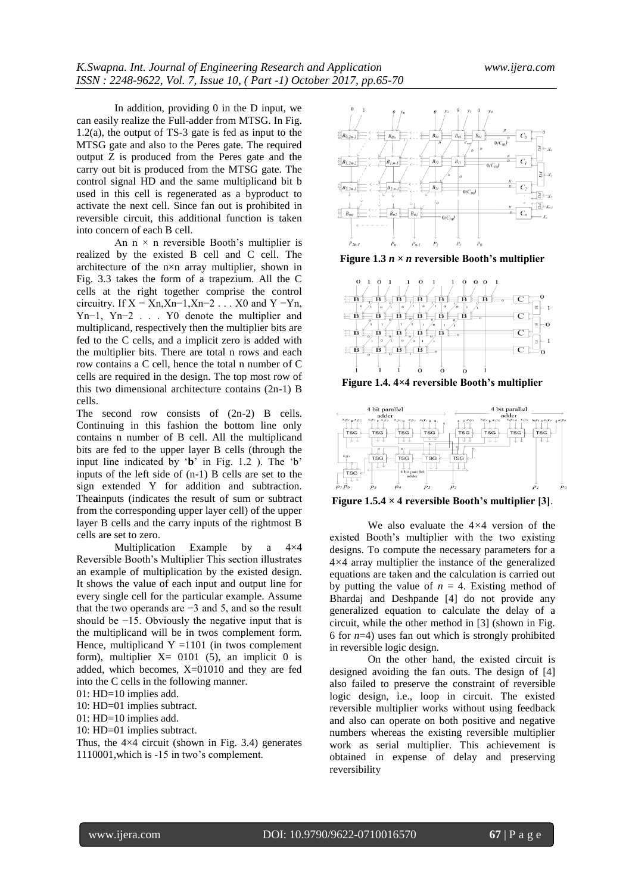In addition, providing 0 in the D input, we can easily realize the Full-adder from MTSG. In Fig. 1.2(a), the output of TS-3 gate is fed as input to the MTSG gate and also to the Peres gate. The required output Z is produced from the Peres gate and the carry out bit is produced from the MTSG gate. The control signal HD and the same multiplicand bit b used in this cell is regenerated as a byproduct to activate the next cell. Since fan out is prohibited in reversible circuit, this additional function is taken into concern of each B cell.

An $n \times n$ reversible Booth's multiplier is realized by the existed B cell and C cell. The architecture of the n×n array multiplier, shown in Fig. 3.3 takes the form of a trapezium. All the C cells at the right together comprise the control circuitry. If $X = X_n, X_{n-1}, X_{n-2} \ldots X_0$ and $Y = Y_n, Y_{n-1}, Y_{n-2} \ldots Y_0$ denote the multiplier and multiplicand, respectively then the multiplier bits are fed to the C cells, and a implicit zero is added with the multiplier bits. There are total n rows and each row contains a C cell, hence the total n number of C cells are required in the design. The top most row of this two dimensional architecture contains (2n-1) B cells.

The second row consists of (2n-2) B cells. Continuing in this fashion the bottom line only contains n number of B cell. All the multiplicand bits are fed to the upper layer B cells (through the input line indicated by '**b**' in Fig. 1.2 ). The 'b' inputs of the left side of (n-1) B cells are set to the sign extended Y for addition and subtraction. The**a**inputs (indicates the result of sum or subtract from the corresponding upper layer cell) of the upper layer B cells and the carry inputs of the rightmost B cells are set to zero.

Multiplication Example by a 4×4 Reversible Booth's Multiplier This section illustrates an example of multiplication by the existed design. It shows the value of each input and output line for every single cell for the particular example. Assume that the two operands are −3 and 5, and so the result should be −15. Obviously the negative input that is the multiplicand will be in twos complement form. Hence, multiplicand Y =1101 (in twos complement form), multiplier X= 0101 (5), an implicit 0 is added, which becomes, X=01010 and they are fed into the C cells in the following manner.

01: HD=10 implies add.
10: HD=01 implies subtract.
01: HD=10 implies add.
10: HD=01 implies subtract.

Thus, the 4×4 circuit (shown in Fig. 3.4) generates 1110001,which is -15 in two's complement.

**Figure 1.3 *n* × *n* reversible Booth's multiplier**

**Figure 1.4. 4×4 reversible Booth's multiplier**

**Figure 1.5.4 × 4 reversible Booth's multiplier [3]**.

We also evaluate the 4×4 version of the existed Booth's multiplier with the two existing designs. To compute the necessary parameters for a 4×4 array multiplier the instance of the generalized equations are taken and the calculation is carried out by putting the value of $n = 4$. Existing method of Bhardaj and Deshpande [4] do not provide any generalized equation to calculate the delay of a circuit, while the other method in [3] (shown in Fig. 6 for $n$=4) uses fan out which is strongly prohibited in reversible logic design.

On the other hand, the existed circuit is designed avoiding the fan outs. The design of [4] also failed to preserve the constraint of reversible logic design, i.e., loop in circuit. The existed reversible multiplier works without using feedback and also can operate on both positive and negative numbers whereas the existing reversible multiplier work as serial multiplier. This achievement is obtained in expense of delay and preserving reversibility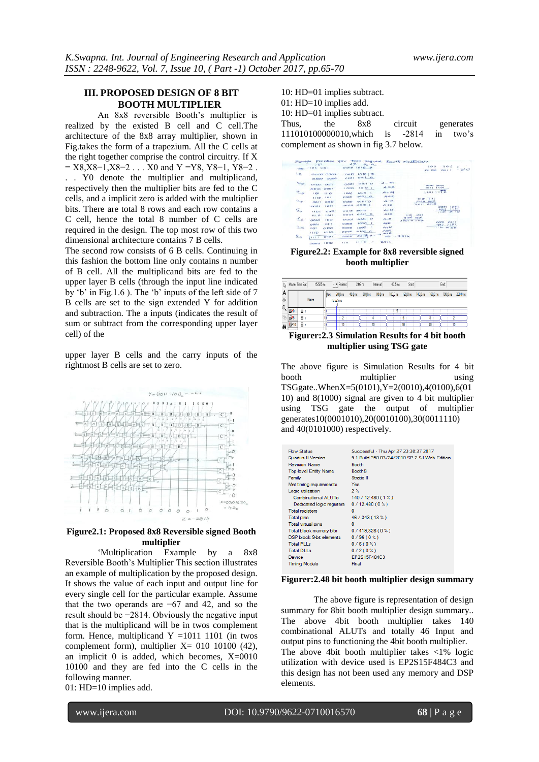## III. PROPOSED DESIGN OF 8 BIT BOOTH MULTIPLIER

An 8x8 reversible Booth's multiplier is realized by the existed B cell and C cell.The architecture of the 8x8 array multiplier, shown in Fig.takes the form of a trapezium. All the C cells at the right together comprise the control circuitry. If X = X8,X8−1,X8−2 . . . X0 and Y =Y8, Y8−1, Y8−2 . . . Y0 denote the multiplier and multiplicand, respectively then the multiplier bits are fed to the C cells, and a implicit zero is added with the multiplier bits. There are total 8 rows and each row contains a C cell, hence the total 8 number of C cells are required in the design. The top most row of this two dimensional architecture contains 7 B cells.

The second row consists of 6 B cells. Continuing in this fashion the bottom line only contains n number of B cell. All the multiplicand bits are fed to the upper layer B cells (through the input line indicated by 'b' in Fig.1.6 ). The 'b' inputs of the left side of 7 B cells are set to the sign extended Y for addition and subtraction. The a inputs (indicates the result of sum or subtract from the corresponding upper layer cell) of the

upper layer B cells and the carry inputs of the rightmost B cells are set to zero.

**Figure2.1: Proposed 8x8 Reversible signed Booth multiplier**

'Multiplication Example by a 8x8 Reversible Booth's Multiplier This section illustrates an example of multiplication by the proposed design. It shows the value of each input and output line for every single cell for the particular example. Assume that the two operands are −67 and 42, and so the result should be −2814. Obviously the negative input that is the multiplicand will be in twos complement form. Hence, multiplicand Y =1011 1101 (in twos complement form), multiplier X= 010 10100 (42), an implicit 0 is added, which becomes, X=0010 10100 and they are fed into the C cells in the following manner.

01: HD=10 implies add.

10: HD=01 implies subtract.

01: HD=10 implies add.

10: HD=01 implies subtract.

Thus, the 8x8 circuit generates 111010100000010,which is -2814 in two's complement as shown in fig 3.7 below.

**Figure2.2: Example for 8x8 reversible signed booth multiplier**

**Figurer:2.3 Simulation Results for 4 bit booth multiplier using TSG gate**

The above figure is Simulation Results for 4 bit booth multiplier using TSGgate..WhenX=5(0101),Y=2(0010),4(0100),6(0110) and 8(1000) signal are given to 4 bit multiplier using TSG gate the output of multiplier generates10(0001010),20(0010100),30(0011110) and 40(0101000) respectively.

| | |
|---|---|
| Flow Status | Successful - Thu Apr 27 23:38:37 2017 |
| Quartus II Version | 9.1 Build 350 03/24/2010 SP 2 SJ Web Edition |
| Revision Name | Booth |
| Top-level Entity Name | Booth8 |
| Family | Stratix II |
| Met timing requirements | Yes |
| Logic utilization | 2 % |
| Combinational ALUTs | 140 / 12,480 ( 1 % ) |
| Dedicated logic registers | 0 / 12,480 ( 0 % ) |
| Total registers | 0 |
| Total pins | 46 / 343 ( 13 % ) |
| Total virtual pins | 0 |
| Total block memory bits | 0 / 419,328 ( 0 % ) |
| DSP block 9-bit elements | 0 / 96 ( 0 % ) |
| Total PLLs | 0 / 6 ( 0 % ) |
| Total DLLs | 0 / 2 ( 0 % ) |
| Device | EP2S15F484C3 |
| Timing Models | Final |

**Figurer:2.48 bit booth multiplier design summary**

The above figure is representation of design summary for 8bit booth multiplier design summary.. The above 4bit booth multiplier takes 140 combinational ALUTs and totally 46 Input and output pins to functioning the 4bit booth multiplier. The above 4bit booth multiplier takes <1% logic utilization with device used is EP2S15F484C3 and this design has not been used any memory and DSP elements.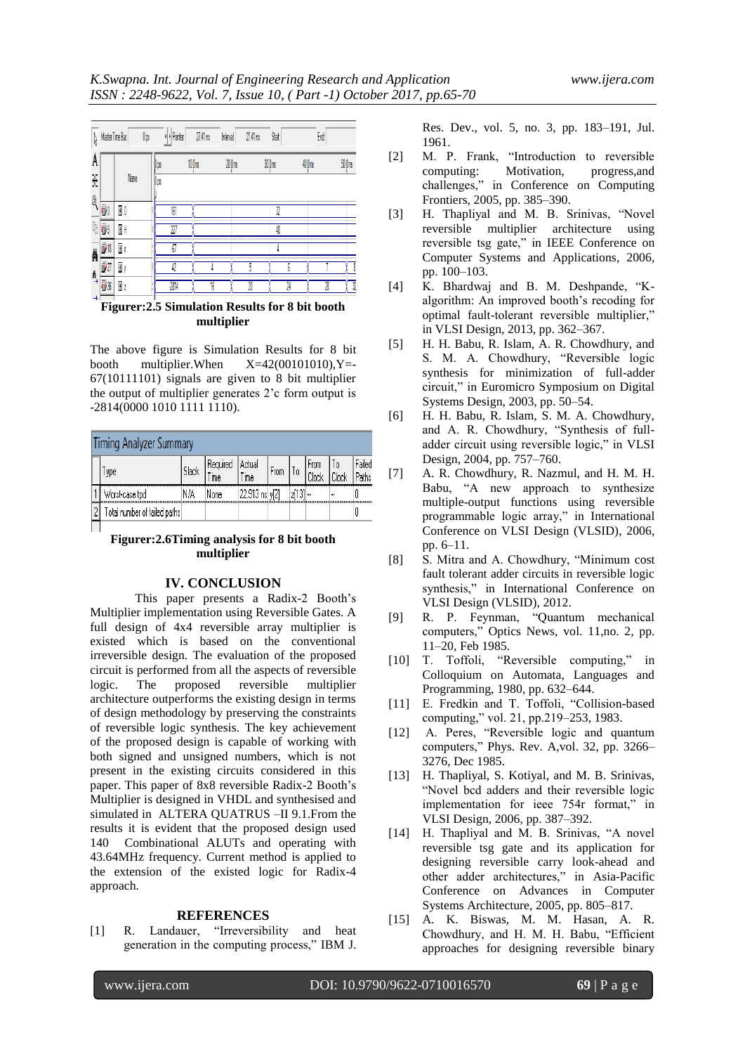Figurer:2.5 Simulation Results for 8 bit booth multiplier

The above figure is Simulation Results for 8 bit booth multiplier.When X=42(00101010),Y=-67(10111101) signals are given to 8 bit multiplier the output of multiplier generates 2'c form output is -2814(0000 1010 1111 1110).

| Timing Analyzer Summary | | | | | | | | | |
|---|---|---|---|---|---|---|---|---|---|
| | Type | Slack | Required Time | Actual Time | From | To | From Clock | To Clock | Failed Paths |
| 1 | Worst-case tpd | N/A | None | 22.913 ns | y[2] | z[13] | -- | -- | 0 |
| 2 | Total number of failed paths | | | | | | | | 0 |

Figurer:2.6Timing analysis for 8 bit booth multiplier

## IV. CONCLUSION

This paper presents a Radix-2 Booth's Multiplier implementation using Reversible Gates. A full design of 4x4 reversible array multiplier is existed which is based on the conventional irreversible design. The evaluation of the proposed circuit is performed from all the aspects of reversible logic. The proposed reversible multiplier architecture outperforms the existing design in terms of design methodology by preserving the constraints of reversible logic synthesis. The key achievement of the proposed design is capable of working with both signed and unsigned numbers, which is not present in the existing circuits considered in this paper. This paper of 8x8 reversible Radix-2 Booth's Multiplier is designed in VHDL and synthesised and simulated in ALTERA QUATRUS –II 9.1.From the results it is evident that the proposed design used 140 Combinational ALUTs and operating with 43.64MHz frequency. Current method is applied to the extension of the existed logic for Radix-4 approach.

## REFERENCES

[1] R. Landauer, "Irreversibility and heat generation in the computing process," IBM J. Res. Dev., vol. 5, no. 3, pp. 183–191, Jul. 1961.

[2] M. P. Frank, "Introduction to reversible computing: Motivation, progress,and challenges," in Conference on Computing Frontiers, 2005, pp. 385–390.

[3] H. Thapliyal and M. B. Srinivas, "Novel reversible multiplier architecture using reversible tsg gate," in IEEE Conference on Computer Systems and Applications, 2006, pp. 100–103.

[4] K. Bhardwaj and B. M. Deshpande, "K-algorithm: An improved booth's recoding for optimal fault-tolerant reversible multiplier," in VLSI Design, 2013, pp. 362–367.

[5] H. H. Babu, R. Islam, A. R. Chowdhury, and S. M. A. Chowdhury, "Reversible logic synthesis for minimization of full-adder circuit," in Euromicro Symposium on Digital Systems Design, 2003, pp. 50–54.

[6] H. H. Babu, R. Islam, S. M. A. Chowdhury, and A. R. Chowdhury, "Synthesis of full-adder circuit using reversible logic," in VLSI Design, 2004, pp. 757–760.

[7] A. R. Chowdhury, R. Nazmul, and H. M. H. Babu, "A new approach to synthesize multiple-output functions using reversible programmable logic array," in International Conference on VLSI Design (VLSID), 2006, pp. 6–11.

[8] S. Mitra and A. Chowdhury, "Minimum cost fault tolerant adder circuits in reversible logic synthesis," in International Conference on VLSI Design (VLSID), 2012.

[9] R. P. Feynman, "Quantum mechanical computers," Optics News, vol. 11,no. 2, pp. 11–20, Feb 1985.

[10] T. Toffoli, "Reversible computing," in Colloquium on Automata, Languages and Programming, 1980, pp. 632–644.

[11] E. Fredkin and T. Toffoli, "Collision-based computing," vol. 21, pp.219–253, 1983.

[12] A. Peres, "Reversible logic and quantum computers," Phys. Rev. A,vol. 32, pp. 3266–3276, Dec 1985.

[13] H. Thapliyal, S. Kotiyal, and M. B. Srinivas, "Novel bcd adders and their reversible logic implementation for ieee 754r format," in VLSI Design, 2006, pp. 387–392.

[14] H. Thapliyal and M. B. Srinivas, "A novel reversible tsg gate and its application for designing reversible carry look-ahead and other adder architectures," in Asia-Pacific Conference on Advances in Computer Systems Architecture, 2005, pp. 805–817.

[15] A. K. Biswas, M. M. Hasan, A. R. Chowdhury, and H. M. H. Babu, "Efficient approaches for designing reversible binary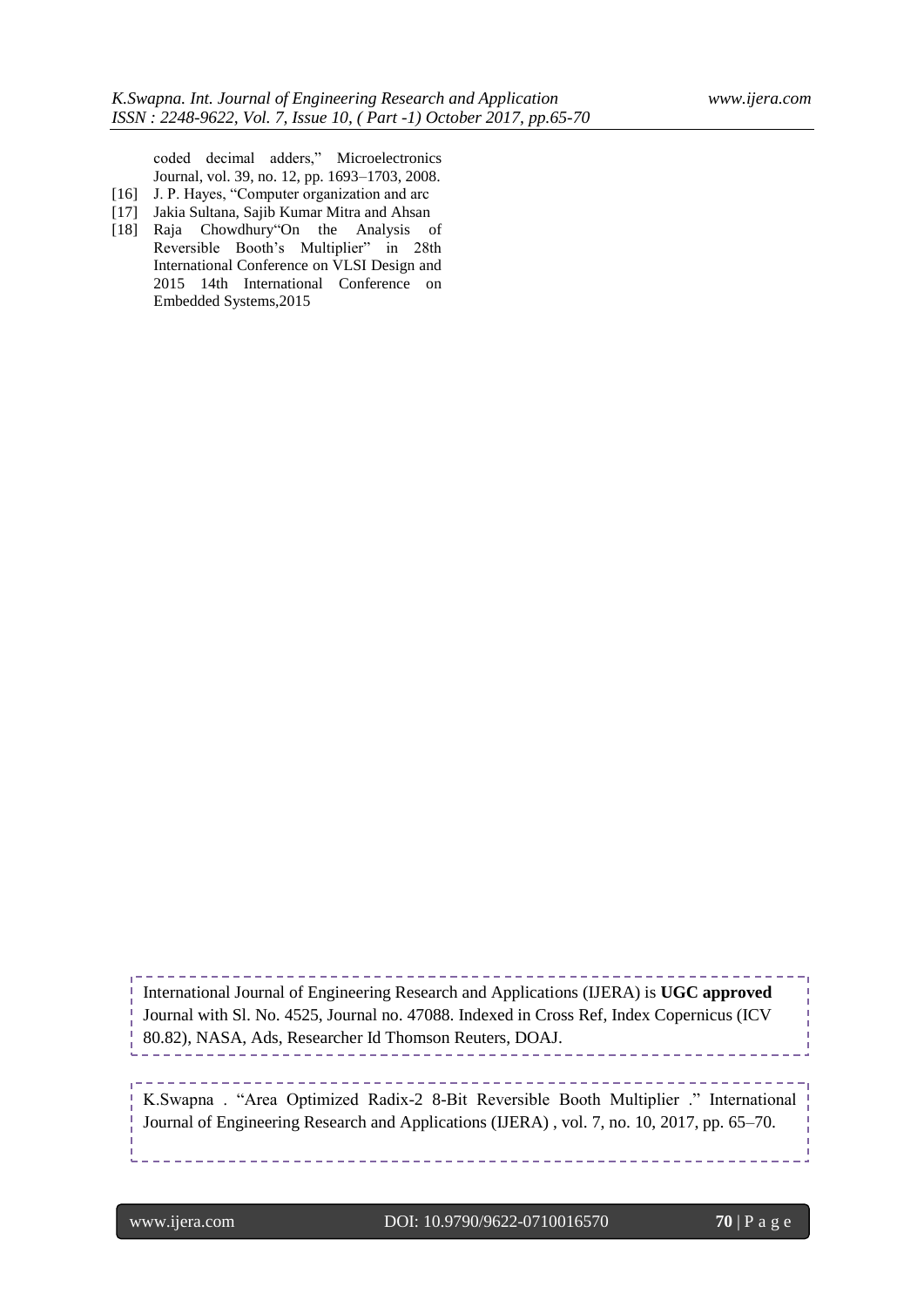coded decimal adders," Microelectronics Journal, vol. 39, no. 12, pp. 1693–1703, 2008.

[16] J. P. Hayes, "Computer organization and arc

[17] Jakia Sultana, Sajib Kumar Mitra and Ahsan

[18] Raja Chowdhury"On the Analysis of Reversible Booth's Multiplier" in 28th International Conference on VLSI Design and 2015 14th International Conference on Embedded Systems,2015

International Journal of Engineering Research and Applications (IJERA) is **UGC approved** Journal with Sl. No. 4525, Journal no. 47088. Indexed in Cross Ref, Index Copernicus (ICV 80.82), NASA, Ads, Researcher Id Thomson Reuters, DOAJ.

K.Swapna . "Area Optimized Radix-2 8-Bit Reversible Booth Multiplier ." International Journal of Engineering Research and Applications (IJERA) , vol. 7, no. 10, 2017, pp. 65–70.